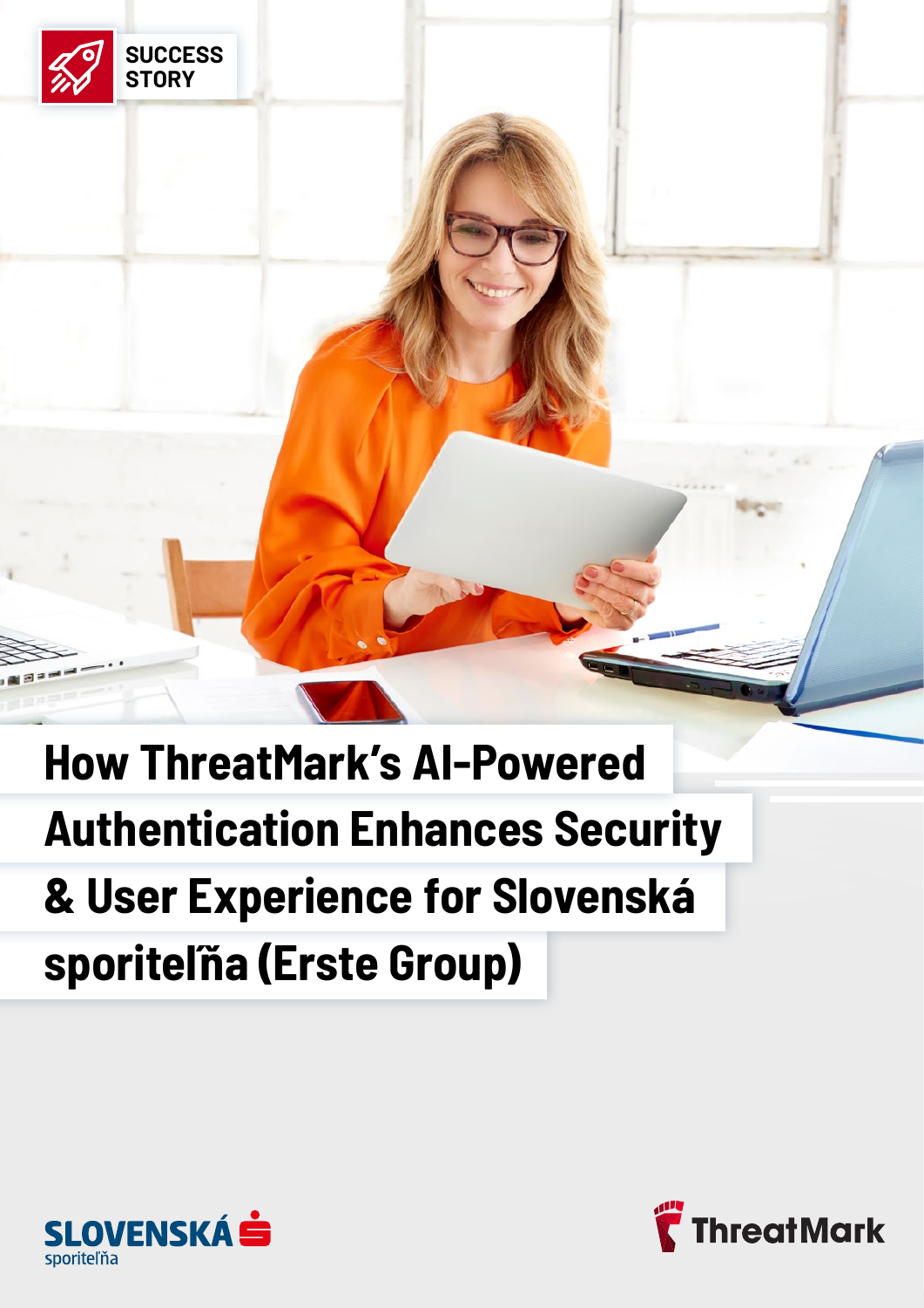SUCCESS STORY

# How ThreatMark's AI-Powered Authentication Enhances Security & User Experience for Slovenská sporiteľňa (Erste Group)

SLOVENSKÁ sporiteľňa

ThreatMark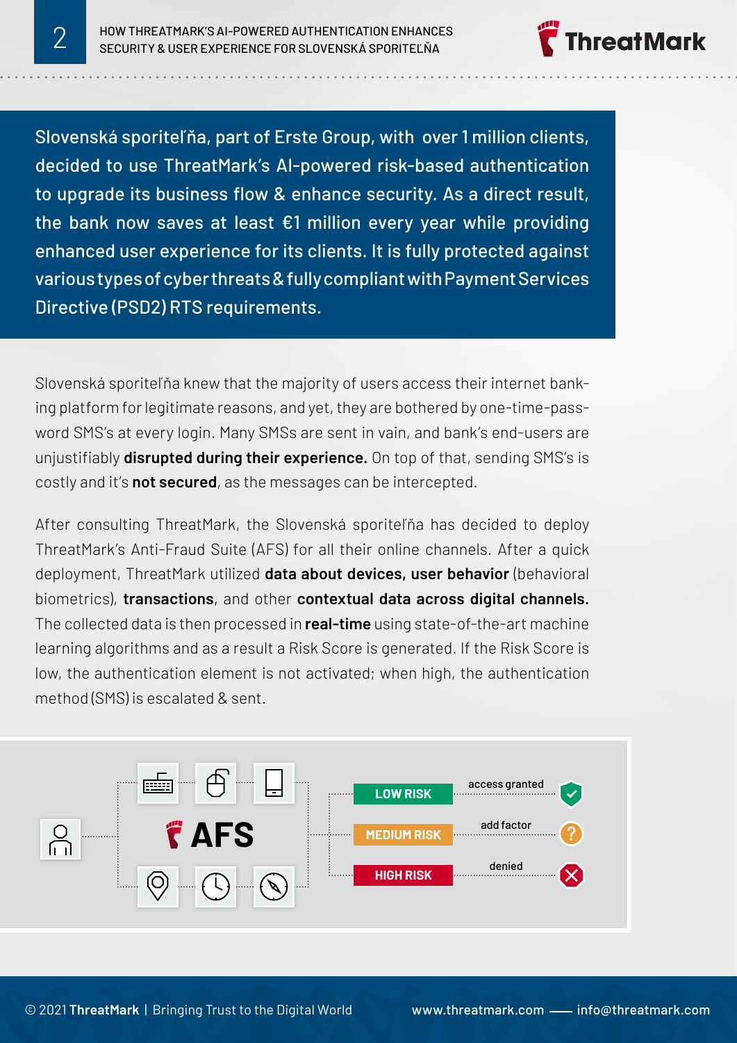**Slovenská sporiteľňa, part of Erste Group, with over 1 million clients, decided to use ThreatMark's AI-powered risk-based authentication to upgrade its business flow & enhance security. As a direct result, the bank now saves at least €1 million every year while providing enhanced user experience for its clients. It is fully protected against various types of cyber threats & fully compliant with Payment Services Directive (PSD2) RTS requirements.**

Slovenská sporiteľňa knew that the majority of users access their internet banking platform for legitimate reasons, and yet, they are bothered by one-time-password SMS's at every login. Many SMSs are sent in vain, and bank's end-users are unjustifiably **disrupted during their experience.** On top of that, sending SMS's is costly and it's **not secured**, as the messages can be intercepted.

After consulting ThreatMark, the Slovenská sporiteľňa has decided to deploy ThreatMark's Anti-Fraud Suite (AFS) for all their online channels. After a quick deployment, ThreatMark utilized **data about devices, user behavior** (behavioral biometrics), **transactions**, and other **contextual data across digital channels.** The collected data is then processed in **real-time** using state-of-the-art machine learning algorithms and as a result a Risk Score is generated. If the Risk Score is low, the authentication element is not activated; when high, the authentication method (SMS) is escalated & sent.

AFS

- LOW RISK — access granted
- MEDIUM RISK — add factor
- HIGH RISK — denied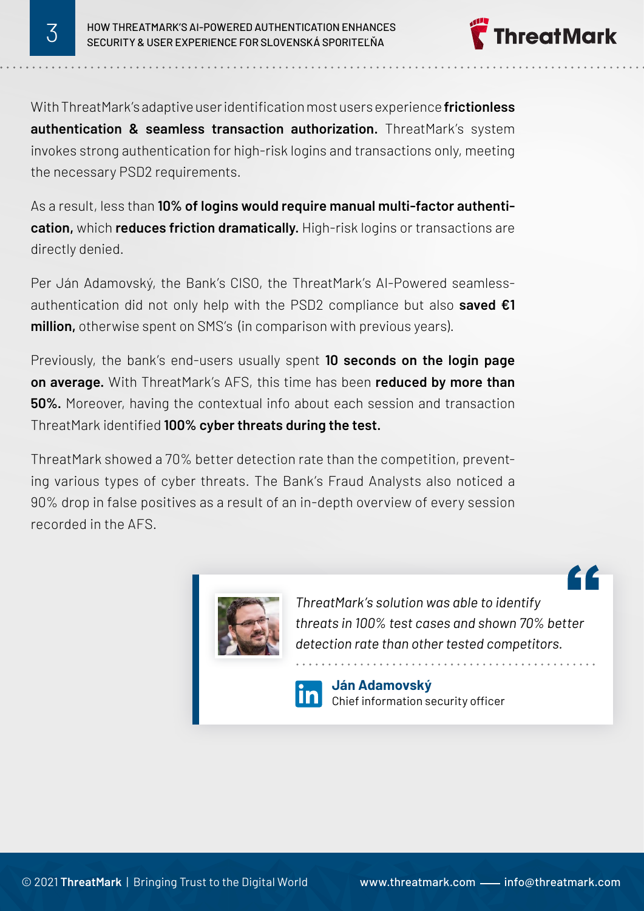With ThreatMark's adaptive user identification most users experience **frictionless authentication & seamless transaction authorization.** ThreatMark's system invokes strong authentication for high-risk logins and transactions only, meeting the necessary PSD2 requirements.

As a result, less than **10% of logins would require manual multi-factor authentication,** which **reduces friction dramatically.** High-risk logins or transactions are directly denied.

Per Ján Adamovský, the Bank's CISO, the ThreatMark's AI-Powered seamless-authentication did not only help with the PSD2 compliance but also **saved €1 million,** otherwise spent on SMS's (in comparison with previous years).

Previously, the bank's end-users usually spent **10 seconds on the login page on average.** With ThreatMark's AFS, this time has been **reduced by more than 50%.** Moreover, having the contextual info about each session and transaction ThreatMark identified **100% cyber threats during the test.**

ThreatMark showed a 70% better detection rate than the competition, preventing various types of cyber threats. The Bank's Fraud Analysts also noticed a 90% drop in false positives as a result of an in-depth overview of every session recorded in the AFS.

> *ThreatMark's solution was able to identify threats in 100% test cases and shown 70% better detection rate than other tested competitors.*
>
> **Ján Adamovský**
> Chief information security officer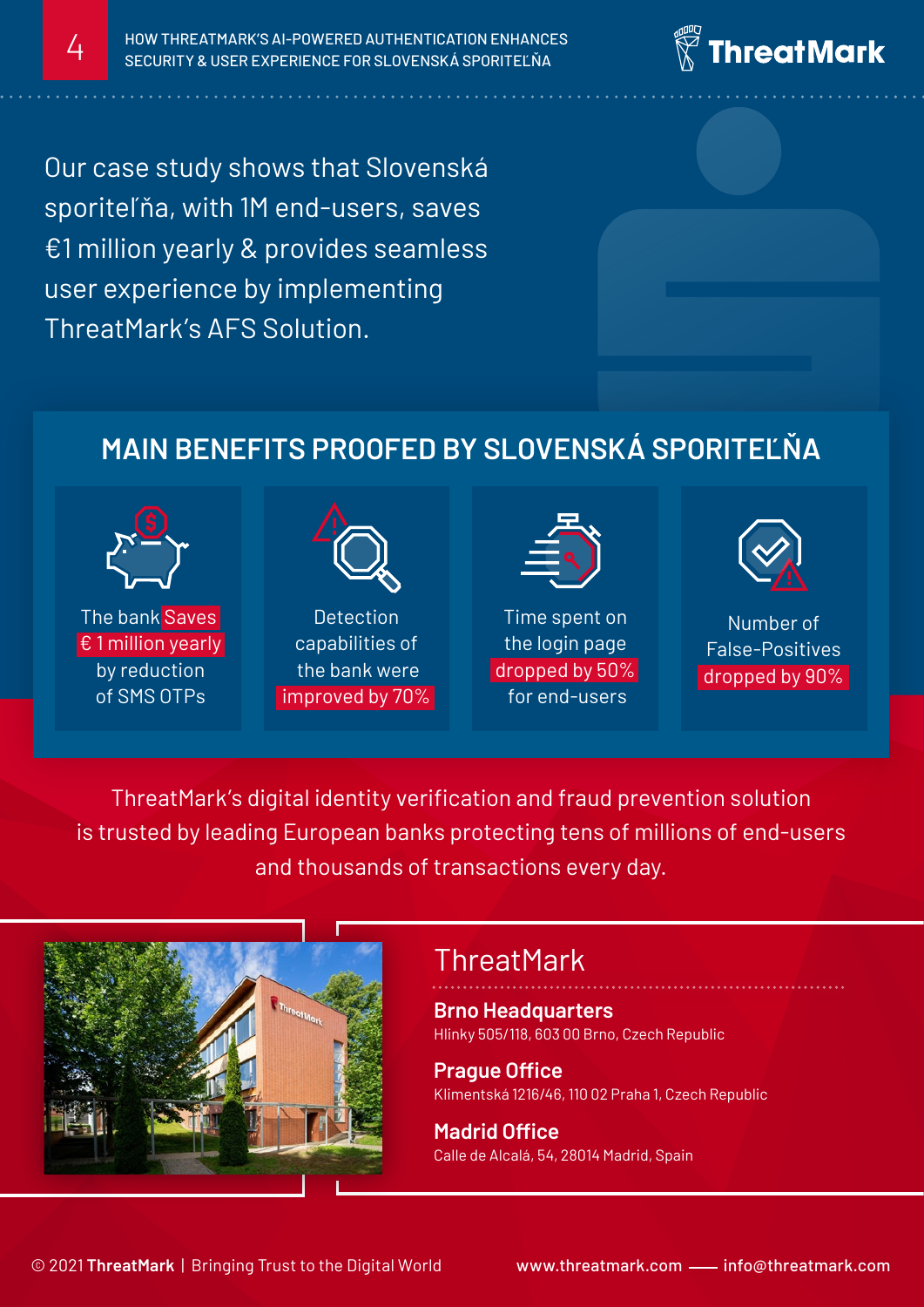Our case study shows that Slovenská sporiteľňa, with 1M end-users, saves €1 million yearly & provides seamless user experience by implementing ThreatMark's AFS Solution.

## MAIN BENEFITS PROOFED BY SLOVENSKÁ SPORITEĽŇA

- The bank Saves € 1 million yearly by reduction of SMS OTPs
- Detection capabilities of the bank were improved by 70%
- Time spent on the login page dropped by 50% for end-users
- Number of False-Positives dropped by 90%

ThreatMark's digital identity verification and fraud prevention solution is trusted by leading European banks protecting tens of millions of end-users and thousands of transactions every day.

## ThreatMark

**Brno Headquarters**
Hlinky 505/118, 603 00 Brno, Czech Republic

**Prague Office**
Klimentská 1216/46, 110 02 Praha 1, Czech Republic

**Madrid Office**
Calle de Alcalá, 54, 28014 Madrid, Spain

© 2021 **ThreatMark** | Bringing Trust to the Digital World

www.threatmark.com — info@threatmark.com